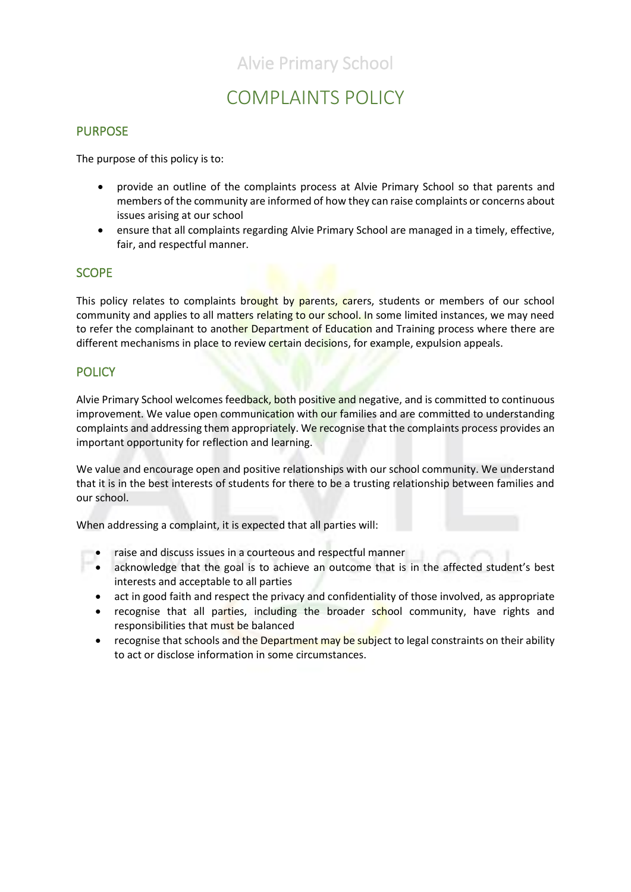Alvie Primary School

# COMPLAINTS POLICY

## PURPOSE

The purpose of this policy is to:

- provide an outline of the complaints process at Alvie Primary School so that parents and members of the community are informed of how they can raise complaints or concerns about issues arising at our school
- ensure that all complaints regarding Alvie Primary School are managed in a timely, effective, fair, and respectful manner.

## SCOPE

This policy relates to complaints brought by parents, carers, students or members of our school community and applies to all matters relating to our school. In some limited instances, we may need to refer the complainant to another Department of Education and Training process where there are different mechanisms in place to review certain decisions, for example, expulsion appeals.

## POLICY

Alvie Primary School welcomes feedback, both positive and negative, and is committed to continuous improvement. We value open communication with our families and are committed to understanding complaints and addressing them appropriately. We recognise that the complaints process provides an important opportunity for reflection and learning.

We value and encourage open and positive relationships with our school community. We understand that it is in the best interests of students for there to be a trusting relationship between families and our school.

When addressing a complaint, it is expected that all parties will:

- raise and discuss issues in a courteous and respectful manner
- acknowledge that the goal is to achieve an outcome that is in the affected student's best interests and acceptable to all parties
- act in good faith and respect the privacy and confidentiality of those involved, as appropriate
- recognise that all parties, including the broader school community, have rights and responsibilities that must be balanced
- recognise that schools and the Department may be subject to legal constraints on their ability to act or disclose information in some circumstances.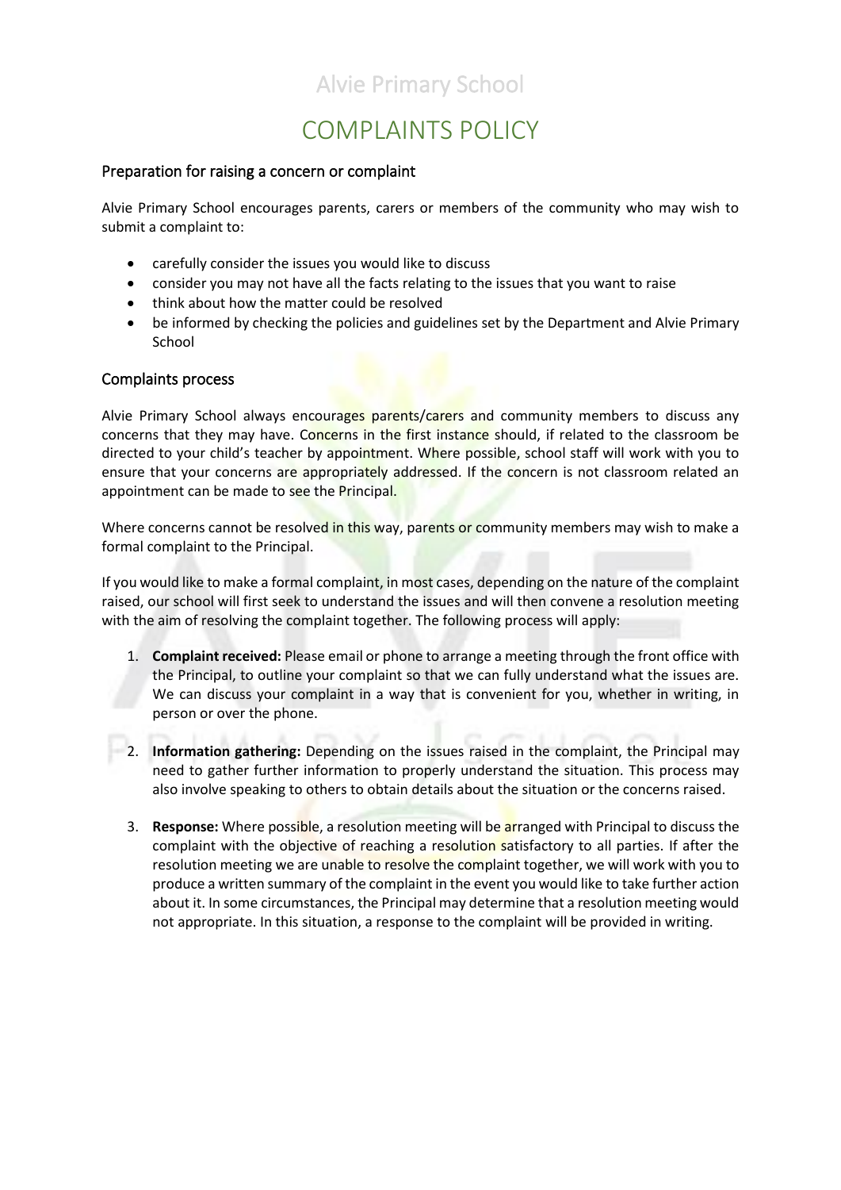Alvie Primary School

# COMPLAINTS POLICY

## Preparation for raising a concern or complaint

Alvie Primary School encourages parents, carers or members of the community who may wish to submit a complaint to:

- carefully consider the issues you would like to discuss
- consider you may not have all the facts relating to the issues that you want to raise
- think about how the matter could be resolved
- be informed by checking the policies and guidelines set by the Department and Alvie Primary School

## Complaints process

Alvie Primary School always encourages parents/carers and community members to discuss any concerns that they may have. Concerns in the first instance should, if related to the classroom be directed to your child's teacher by appointment. Where possible, school staff will work with you to ensure that your concerns are appropriately addressed. If the concern is not classroom related an appointment can be made to see the Principal.

Where concerns cannot be resolved in this way, parents or community members may wish to make a formal complaint to the Principal.

If you would like to make a formal complaint, in most cases, depending on the nature of the complaint raised, our school will first seek to understand the issues and will then convene a resolution meeting with the aim of resolving the complaint together. The following process will apply:

1. **Complaint received:** Please email or phone to arrange a meeting through the front office with the Principal, to outline your complaint so that we can fully understand what the issues are. We can discuss your complaint in a way that is convenient for you, whether in writing, in person or over the phone.

2. **Information gathering:** Depending on the issues raised in the complaint, the Principal may need to gather further information to properly understand the situation. This process may also involve speaking to others to obtain details about the situation or the concerns raised.

3. **Response:** Where possible, a resolution meeting will be arranged with Principal to discuss the complaint with the objective of reaching a resolution satisfactory to all parties. If after the resolution meeting we are unable to resolve the complaint together, we will work with you to produce a written summary of the complaint in the event you would like to take further action about it. In some circumstances, the Principal may determine that a resolution meeting would not appropriate. In this situation, a response to the complaint will be provided in writing.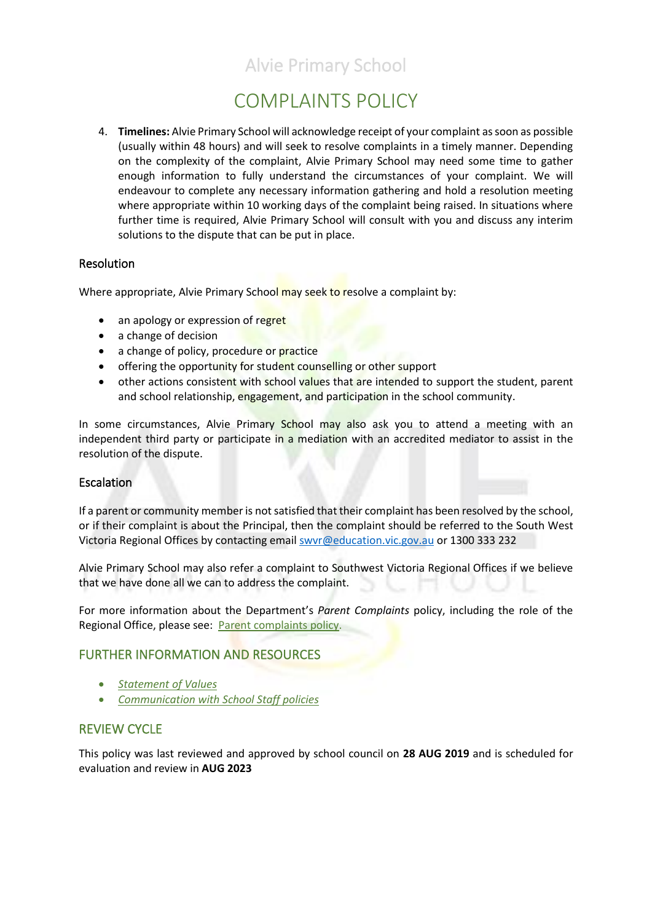# Alvie Primary School

# COMPLAINTS POLICY

4. **Timelines:** Alvie Primary School will acknowledge receipt of your complaint as soon as possible (usually within 48 hours) and will seek to resolve complaints in a timely manner. Depending on the complexity of the complaint, Alvie Primary School may need some time to gather enough information to fully understand the circumstances of your complaint. We will endeavour to complete any necessary information gathering and hold a resolution meeting where appropriate within 10 working days of the complaint being raised. In situations where further time is required, Alvie Primary School will consult with you and discuss any interim solutions to the dispute that can be put in place.

### Resolution

Where appropriate, Alvie Primary School may seek to resolve a complaint by:

- an apology or expression of regret
- a change of decision
- a change of policy, procedure or practice
- offering the opportunity for student counselling or other support
- other actions consistent with school values that are intended to support the student, parent and school relationship, engagement, and participation in the school community.

In some circumstances, Alvie Primary School may also ask you to attend a meeting with an independent third party or participate in a mediation with an accredited mediator to assist in the resolution of the dispute.

### Escalation

If a parent or community member is not satisfied that their complaint has been resolved by the school, or if their complaint is about the Principal, then the complaint should be referred to the South West Victoria Regional Offices by contacting email swvr@education.vic.gov.au or 1300 333 232

Alvie Primary School may also refer a complaint to Southwest Victoria Regional Offices if we believe that we have done all we can to address the complaint.

For more information about the Department's *Parent Complaints* policy, including the role of the Regional Office, please see: Parent complaints policy.

## FURTHER INFORMATION AND RESOURCES

- *Statement of Values*
- *Communication with School Staff policies*

## REVIEW CYCLE

This policy was last reviewed and approved by school council on **28 AUG 2019** and is scheduled for evaluation and review in **AUG 2023**